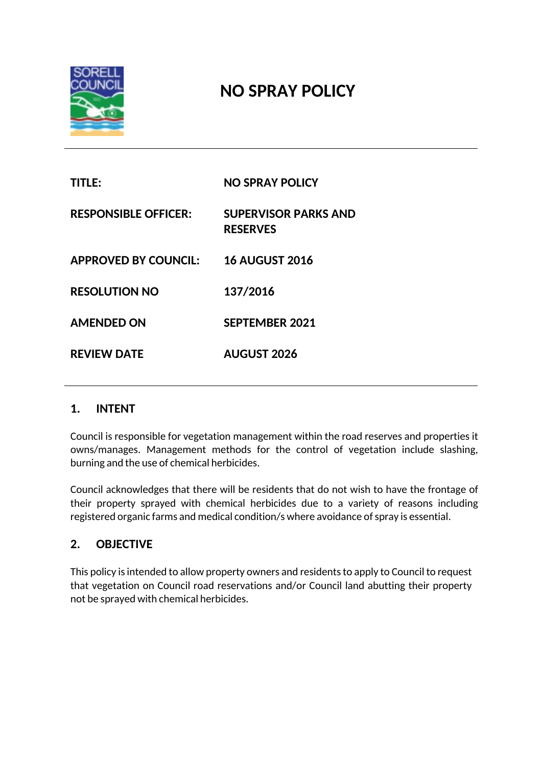# NO SPRAY POLICY

| | |
|---|---|
| **TITLE:** | **NO SPRAY POLICY** |
| **RESPONSIBLE OFFICER:** | **SUPERVISOR PARKS AND RESERVES** |
| **APPROVED BY COUNCIL:** | **16 AUGUST 2016** |
| **RESOLUTION NO** | **137/2016** |
| **AMENDED ON** | **SEPTEMBER 2021** |
| **REVIEW DATE** | **AUGUST 2026** |

## 1. INTENT

Council is responsible for vegetation management within the road reserves and properties it owns/manages. Management methods for the control of vegetation include slashing, burning and the use of chemical herbicides.

Council acknowledges that there will be residents that do not wish to have the frontage of their property sprayed with chemical herbicides due to a variety of reasons including registered organic farms and medical condition/s where avoidance of spray is essential.

## 2. OBJECTIVE

This policy is intended to allow property owners and residents to apply to Council to request that vegetation on Council road reservations and/or Council land abutting their property not be sprayed with chemical herbicides.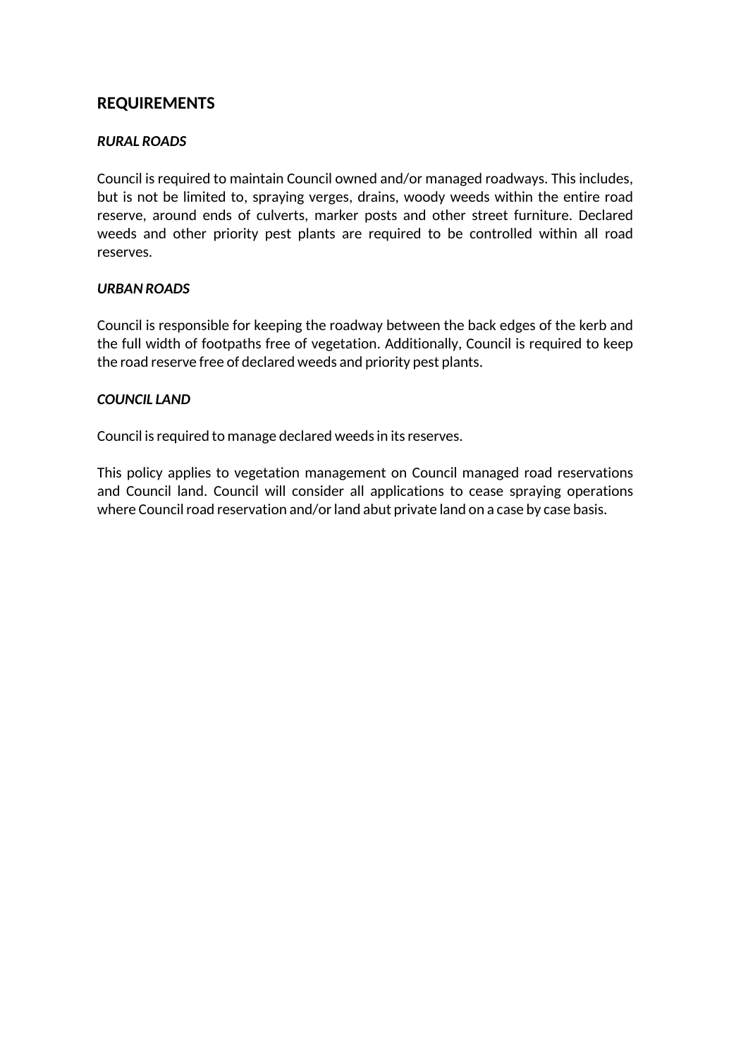## REQUIREMENTS

### *RURAL ROADS*

Council is required to maintain Council owned and/or managed roadways. This includes, but is not be limited to, spraying verges, drains, woody weeds within the entire road reserve, around ends of culverts, marker posts and other street furniture. Declared weeds and other priority pest plants are required to be controlled within all road reserves.

### *URBAN ROADS*

Council is responsible for keeping the roadway between the back edges of the kerb and the full width of footpaths free of vegetation. Additionally, Council is required to keep the road reserve free of declared weeds and priority pest plants.

### *COUNCIL LAND*

Council is required to manage declared weeds in its reserves.

This policy applies to vegetation management on Council managed road reservations and Council land. Council will consider all applications to cease spraying operations where Council road reservation and/or land abut private land on a case by case basis.